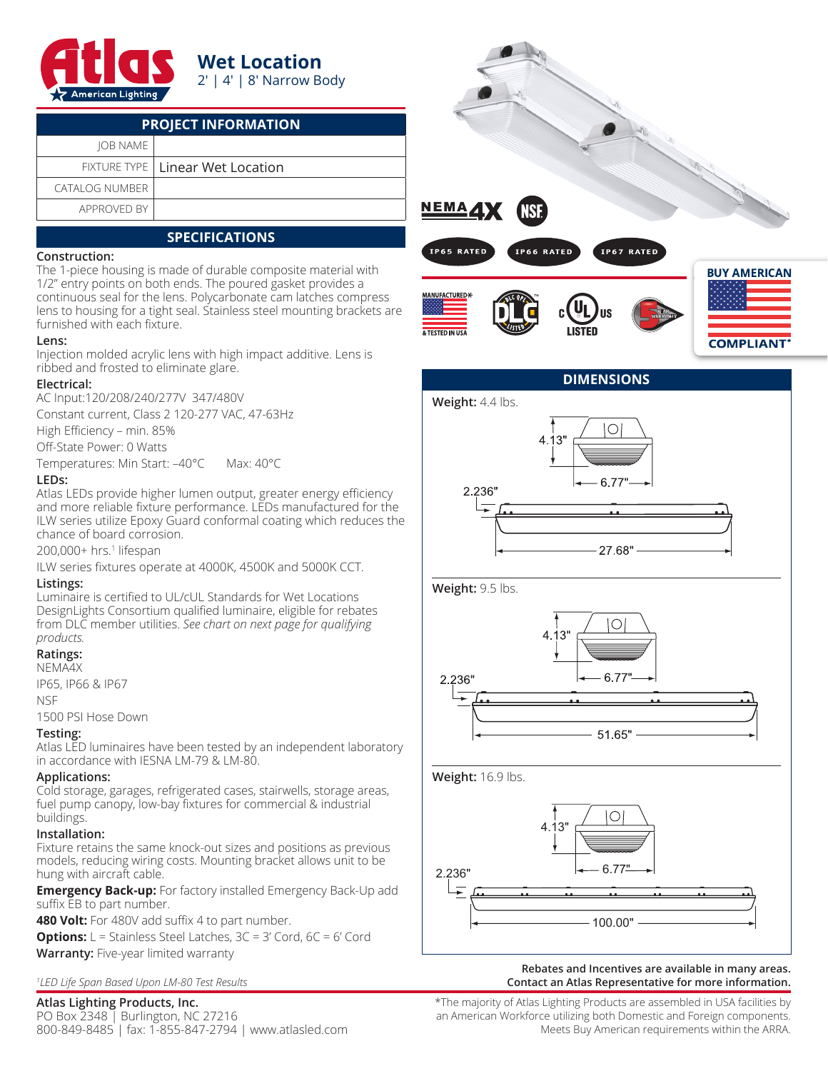# Wet Location

2' | 4' | 8' Narrow Body

## PROJECT INFORMATION

| | |
|---|---|
| JOB NAME | |
| FIXTURE TYPE | Linear Wet Location |
| CATALOG NUMBER | |
| APPROVED BY | |

## SPECIFICATIONS

**Construction:**
The 1-piece housing is made of durable composite material with 1/2" entry points on both ends. The poured gasket provides a continuous seal for the lens. Polycarbonate cam latches compress lens to housing for a tight seal. Stainless steel mounting brackets are furnished with each fixture.

**Lens:**
Injection molded acrylic lens with high impact additive. Lens is ribbed and frosted to eliminate glare.

**Electrical:**
AC Input:120/208/240/277V 347/480V

Constant current, Class 2 120-277 VAC, 47-63Hz

High Efficiency – min. 85%

Off-State Power: 0 Watts

Temperatures: Min Start: –40°C Max: 40°C

**LEDs:**
Atlas LEDs provide higher lumen output, greater energy efficiency and more reliable fixture performance. LEDs manufactured for the ILW series utilize Epoxy Guard conformal coating which reduces the chance of board corrosion.

200,000+ hrs.[1] lifespan

ILW series fixtures operate at 4000K, 4500K and 5000K CCT.

**Listings:**
Luminaire is certified to UL/cUL Standards for Wet Locations DesignLights Consortium qualified luminaire, eligible for rebates from DLC member utilities. *See chart on next page for qualifying products.*

**Ratings:**
NEMA4X

IP65, IP66 & IP67

NSF

1500 PSI Hose Down

**Testing:**
Atlas LED luminaires have been tested by an independent laboratory in accordance with IESNA LM-79 & LM-80.

**Applications:**
Cold storage, garages, refrigerated cases, stairwells, storage areas, fuel pump canopy, low-bay fixtures for commercial & industrial buildings.

**Installation:**
Fixture retains the same knock-out sizes and positions as previous models, reducing wiring costs. Mounting bracket allows unit to be hung with aircraft cable.

**Emergency Back-up:** For factory installed Emergency Back-Up add suffix EB to part number.

**480 Volt:** For 480V add suffix 4 to part number.

**Options:** L = Stainless Steel Latches, 3C = 3' Cord, 6C = 6' Cord

**Warranty:** Five-year limited warranty

*[1]LED Life Span Based Upon LM-80 Test Results*

NEMA 4X | NSF | IP65 RATED | IP66 RATED | IP67 RATED

MANUFACTURED & TESTED IN USA | DLC QPL LISTED | c UL us LISTED | 5 YEAR WARRANTY

BUY AMERICAN COMPLIANT*

## DIMENSIONS

**Weight:** 4.4 lbs.

4.13" | 6.77" | 2.236" | 27.68"

**Weight:** 9.5 lbs.

4.13" | 6.77" | 2.236" | 51.65"

**Weight:** 16.9 lbs.

4.13" | 6.77" | 2.236" | 100.00"

**Rebates and Incentives are available in many areas.**
**Contact an Atlas Representative for more information.**

**Atlas Lighting Products, Inc.**
PO Box 2348 | Burlington, NC 27216
800-849-8485 | fax: 1-855-847-2794 | www.atlasled.com

*The majority of Atlas Lighting Products are assembled in USA facilities by an American Workforce utilizing both Domestic and Foreign components. Meets Buy American requirements within the ARRA.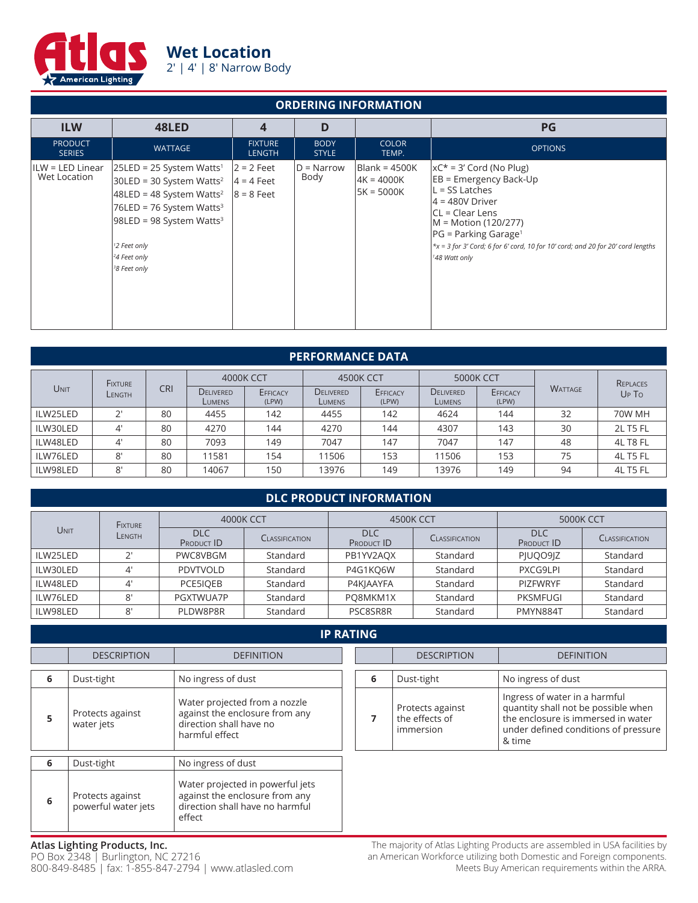# Wet Location

2' | 4' | 8' Narrow Body

## ORDERING INFORMATION

| ILW | 48LED | 4 | D | | PG |
|---|---|---|---|---|---|
| PRODUCT SERIES | WATTAGE | FIXTURE LENGTH | BODY STYLE | COLOR TEMP. | OPTIONS |
| ILW = LED Linear Wet Location | 25LED = 25 System Watts[1]<br>30LED = 30 System Watts[2]<br>48LED = 48 System Watts[2]<br>76LED = 76 System Watts[3]<br>98LED = 98 System Watts[3]<br><br>*[1]2 Feet only*<br>*[2]4 Feet only*<br>*[3]8 Feet only* | 2 = 2 Feet<br>4 = 4 Feet<br>8 = 8 Feet | D = Narrow Body | Blank = 4500K<br>4K = 4000K<br>5K = 5000K | xC* = 3' Cord (No Plug)<br>EB = Emergency Back-Up<br>L = SS Latches<br>4 = 480V Driver<br>CL = Clear Lens<br>M = Motion (120/277)<br>PG = Parking Garage[1]<br>*\*x = 3 for 3' Cord; 6 for 6' cord, 10 for 10' cord; and 20 for 20' cord lengths*<br>*[1]48 Watt only* |

## PERFORMANCE DATA

| Unit | Fixture Length | CRI | 4000K CCT | | 4500K CCT | | 5000K CCT | | Wattage | Replaces Up To |
|---|---|---|---|---|---|---|---|---|---|---|
| | | | Delivered Lumens | Efficacy (LPW) | Delivered Lumens | Efficacy (LPW) | Delivered Lumens | Efficacy (LPW) | | |
| ILW25LED | 2' | 80 | 4455 | 142 | 4455 | 142 | 4624 | 144 | 32 | 70W MH |
| ILW30LED | 4' | 80 | 4270 | 144 | 4270 | 144 | 4307 | 143 | 30 | 2L T5 FL |
| ILW48LED | 4' | 80 | 7093 | 149 | 7047 | 147 | 7047 | 147 | 48 | 4L T8 FL |
| ILW76LED | 8' | 80 | 11581 | 154 | 11506 | 153 | 11506 | 153 | 75 | 4L T5 FL |
| ILW98LED | 8' | 80 | 14067 | 150 | 13976 | 149 | 13976 | 149 | 94 | 4L T5 FL |

## DLC PRODUCT INFORMATION

| Unit | Fixture Length | 4000K CCT | | 4500K CCT | | 5000K CCT | |
|---|---|---|---|---|---|---|---|
| | | DLC Product ID | Classification | DLC Product ID | Classification | DLC Product ID | Classification |
| ILW25LED | 2' | PWC8VBGM | Standard | PB1YV2AQX | Standard | PJUQO9JZ | Standard |
| ILW30LED | 4' | PDVTVOLD | Standard | P4G1KQ6W | Standard | PXCG9LPI | Standard |
| ILW48LED | 4' | PCE5IQEB | Standard | P4KJAAYFA | Standard | PIZFWRYF | Standard |
| ILW76LED | 8' | PGXTWUA7P | Standard | PQ8MKM1X | Standard | PKSMFUGI | Standard |
| ILW98LED | 8' | PLDW8P8R | Standard | PSC8SR8R | Standard | PMYN884T | Standard |

## IP RATING

| | DESCRIPTION | DEFINITION |
|---|---|---|
| 6 | Dust-tight | No ingress of dust |
| 5 | Protects against water jets | Water projected from a nozzle against the enclosure from any direction shall have no harmful effect |

| | DESCRIPTION | DEFINITION |
|---|---|---|
| 6 | Dust-tight | No ingress of dust |
| 6 | Protects against powerful water jets | Water projected in powerful jets against the enclosure from any direction shall have no harmful effect |

| | DESCRIPTION | DEFINITION |
|---|---|---|
| 6 | Dust-tight | No ingress of dust |
| 7 | Protects against the effects of immersion | Ingress of water in a harmful quantity shall not be possible when the enclosure is immersed in water under defined conditions of pressure & time |

**Atlas Lighting Products, Inc.**
PO Box 2348 | Burlington, NC 27216
800-849-8485 | fax: 1-855-847-2794 | www.atlasled.com

The majority of Atlas Lighting Products are assembled in USA facilities by an American Workforce utilizing both Domestic and Foreign components. Meets Buy American requirements within the ARRA.